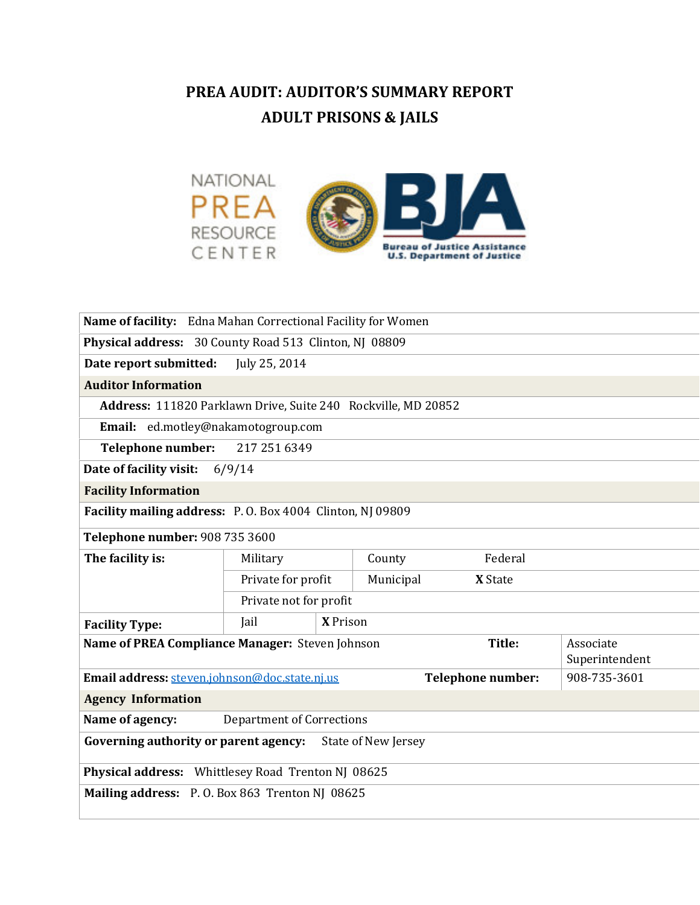# PREA AUDIT: AUDITOR'S SUMMARY REPORT
# ADULT PRISONS & JAILS

| | | | |
|---|---|---|---|
| **Name of facility:** Edna Mahan Correctional Facility for Women | | | |
| **Physical address:** 30 County Road 513 Clinton, NJ 08809 | | | |
| **Date report submitted:** July 25, 2014 | | | |
| **Auditor Information** | | | |
| **Address:** 111820 Parklawn Drive, Suite 240 Rockville, MD 20852 | | | |
| **Email:** ed.motley@nakamotogroup.com | | | |
| **Telephone number:** 217 251 6349 | | | |
| **Date of facility visit:** 6/9/14 | | | |
| **Facility Information** | | | |
| **Facility mailing address:** P. O. Box 4004 Clinton, NJ 09809 | | | |
| **Telephone number:** 908 735 3600 | | | |
| **The facility is:** | Military | County | Federal |
| | Private for profit | Municipal | X State |
| | Private not for profit | | |
| **Facility Type:** | Jail | X Prison | |
| **Name of PREA Compliance Manager:** Steven Johnson | | **Title:** | Associate Superintendent |
| **Email address:** steven.johnson@doc.state.nj.us | | **Telephone number:** | 908-735-3601 |
| **Agency Information** | | | |
| **Name of agency:** Department of Corrections | | | |
| **Governing authority or parent agency:** State of New Jersey | | | |
| **Physical address:** Whittlesey Road Trenton NJ 08625 | | | |
| **Mailing address:** P. O. Box 863 Trenton NJ 08625 | | | |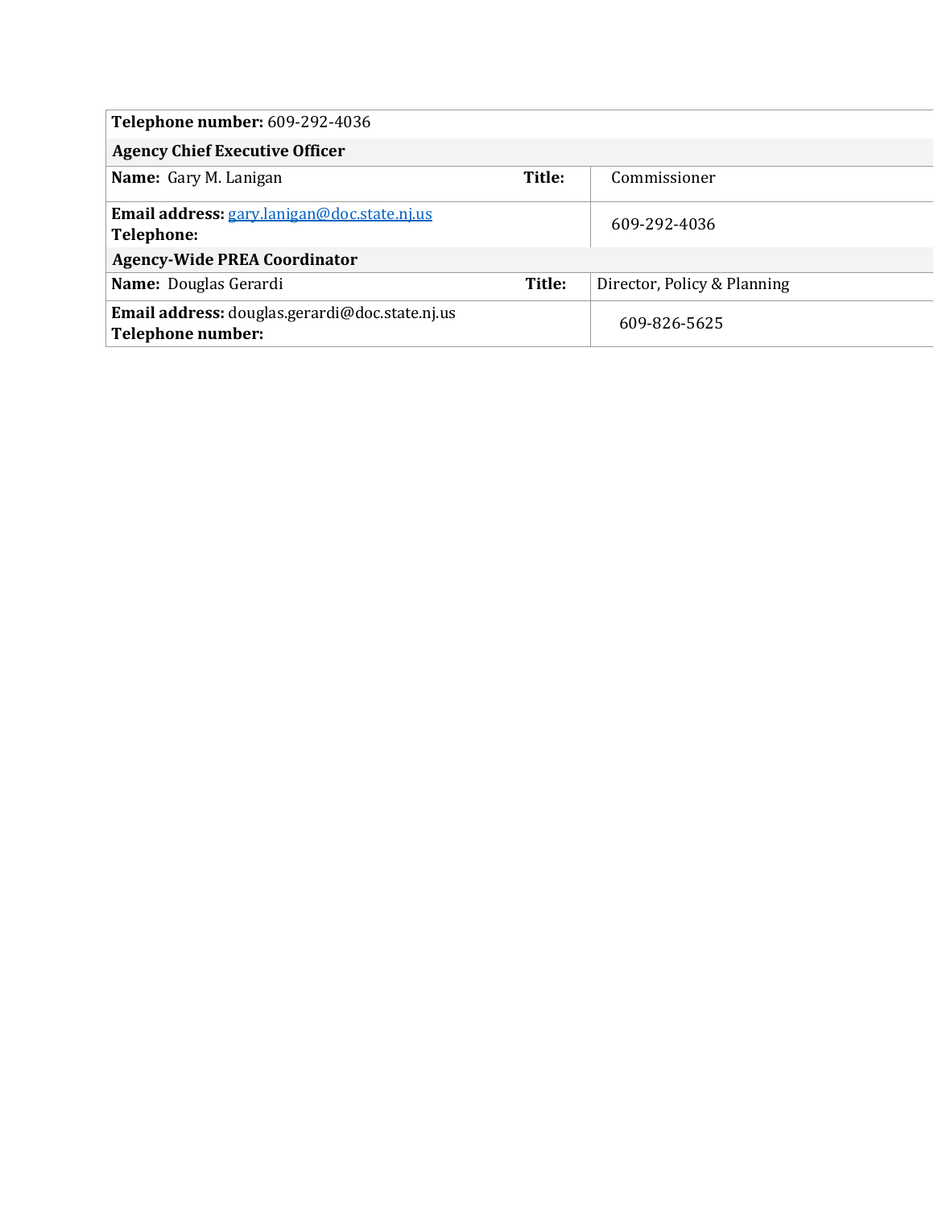| **Telephone number:** 609-292-4036 | | |
|---|---|---|
| **Agency Chief Executive Officer** | | |
| **Name:** Gary M. Lanigan | **Title:** | Commissioner |
| **Email address:** gary.lanigan@doc.state.nj.us<br>**Telephone:** | | 609-292-4036 |
| **Agency-Wide PREA Coordinator** | | |
| **Name:** Douglas Gerardi | **Title:** | Director, Policy & Planning |
| **Email address:** douglas.gerardi@doc.state.nj.us<br>**Telephone number:** | | 609-826-5625 |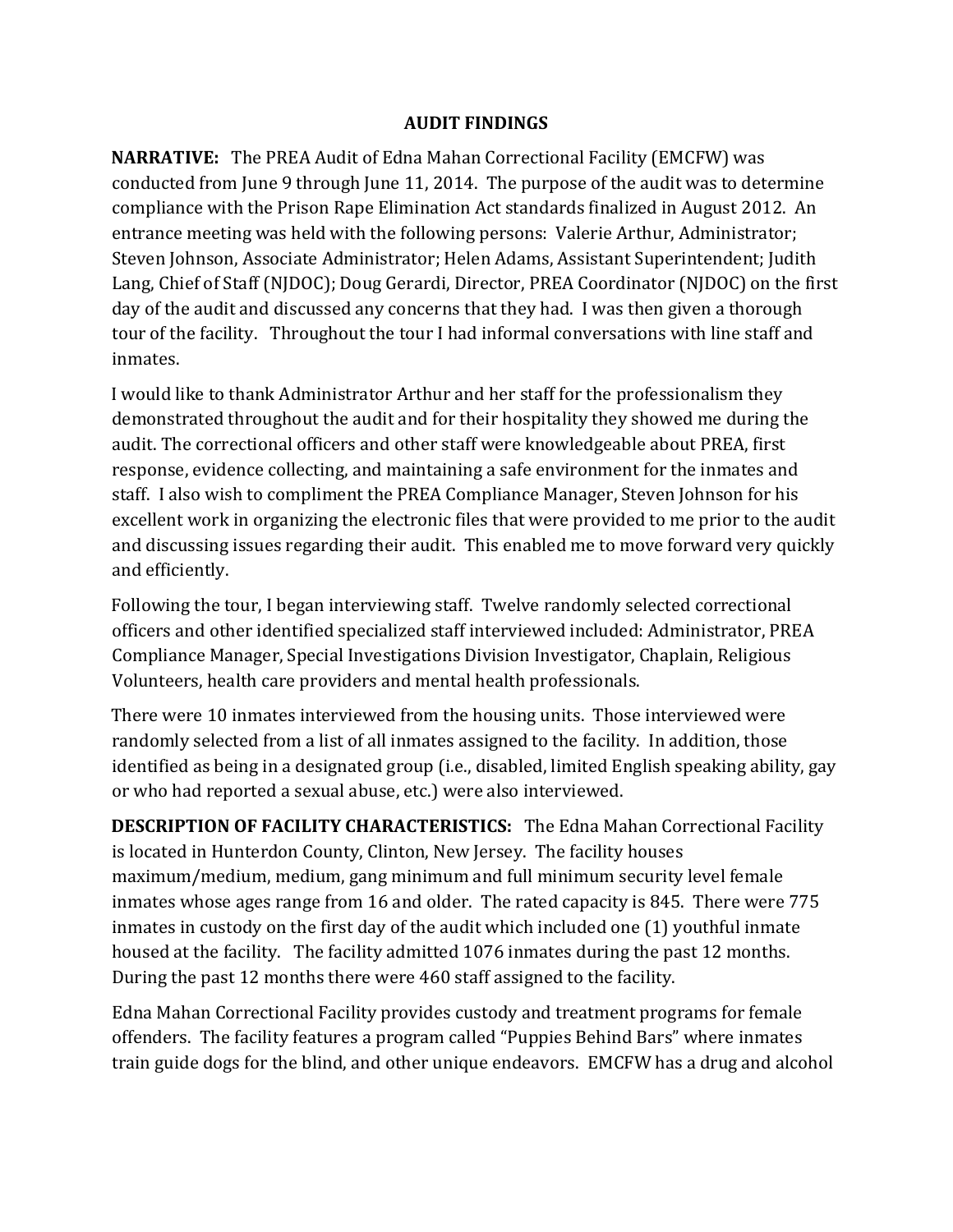## AUDIT FINDINGS

**NARRATIVE:** The PREA Audit of Edna Mahan Correctional Facility (EMCFW) was conducted from June 9 through June 11, 2014. The purpose of the audit was to determine compliance with the Prison Rape Elimination Act standards finalized in August 2012. An entrance meeting was held with the following persons: Valerie Arthur, Administrator; Steven Johnson, Associate Administrator; Helen Adams, Assistant Superintendent; Judith Lang, Chief of Staff (NJDOC); Doug Gerardi, Director, PREA Coordinator (NJDOC) on the first day of the audit and discussed any concerns that they had. I was then given a thorough tour of the facility. Throughout the tour I had informal conversations with line staff and inmates.

I would like to thank Administrator Arthur and her staff for the professionalism they demonstrated throughout the audit and for their hospitality they showed me during the audit. The correctional officers and other staff were knowledgeable about PREA, first response, evidence collecting, and maintaining a safe environment for the inmates and staff. I also wish to compliment the PREA Compliance Manager, Steven Johnson for his excellent work in organizing the electronic files that were provided to me prior to the audit and discussing issues regarding their audit. This enabled me to move forward very quickly and efficiently.

Following the tour, I began interviewing staff. Twelve randomly selected correctional officers and other identified specialized staff interviewed included: Administrator, PREA Compliance Manager, Special Investigations Division Investigator, Chaplain, Religious Volunteers, health care providers and mental health professionals.

There were 10 inmates interviewed from the housing units. Those interviewed were randomly selected from a list of all inmates assigned to the facility. In addition, those identified as being in a designated group (i.e., disabled, limited English speaking ability, gay or who had reported a sexual abuse, etc.) were also interviewed.

**DESCRIPTION OF FACILITY CHARACTERISTICS:** The Edna Mahan Correctional Facility is located in Hunterdon County, Clinton, New Jersey. The facility houses maximum/medium, medium, gang minimum and full minimum security level female inmates whose ages range from 16 and older. The rated capacity is 845. There were 775 inmates in custody on the first day of the audit which included one (1) youthful inmate housed at the facility. The facility admitted 1076 inmates during the past 12 months. During the past 12 months there were 460 staff assigned to the facility.

Edna Mahan Correctional Facility provides custody and treatment programs for female offenders. The facility features a program called "Puppies Behind Bars" where inmates train guide dogs for the blind, and other unique endeavors. EMCFW has a drug and alcohol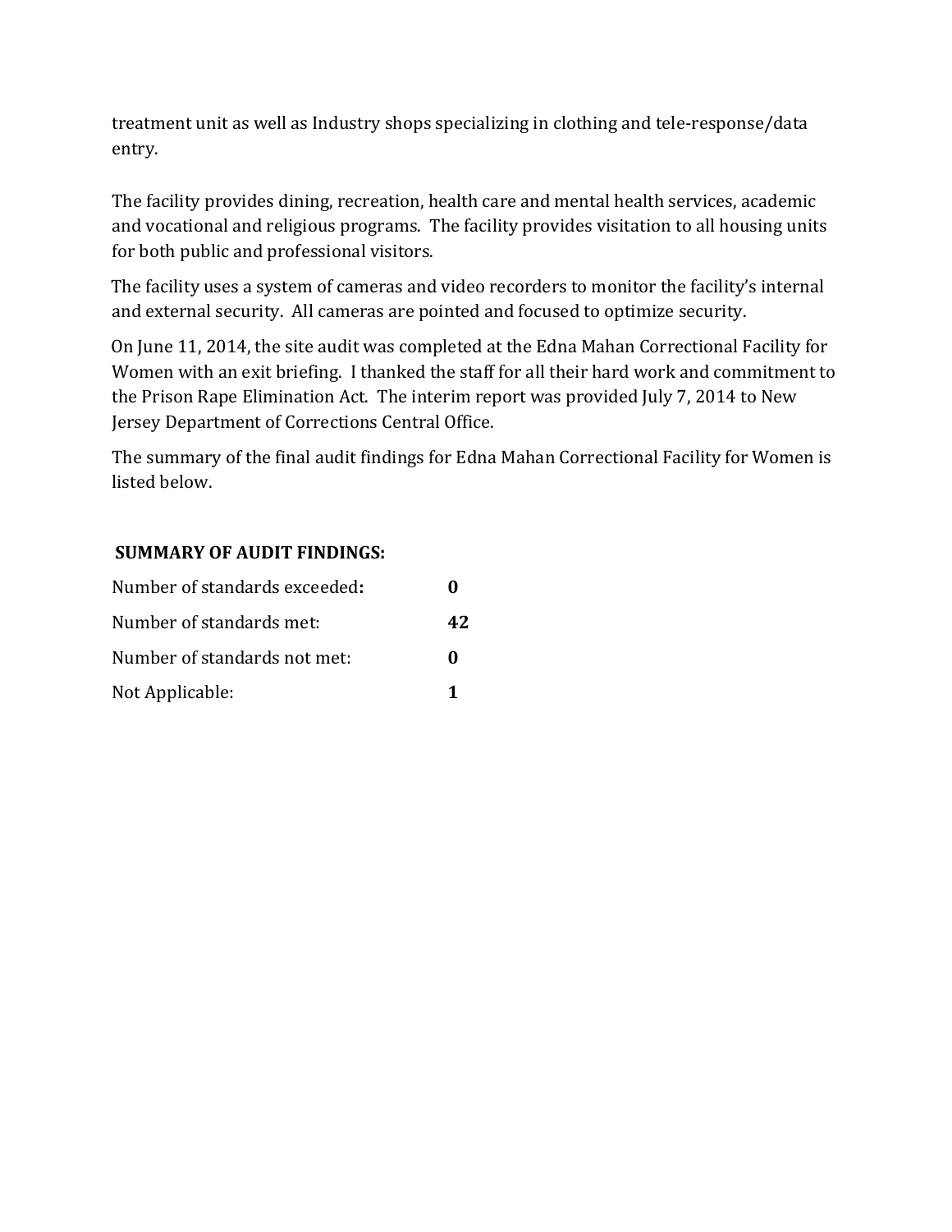treatment unit as well as Industry shops specializing in clothing and tele-response/data entry.

The facility provides dining, recreation, health care and mental health services, academic and vocational and religious programs. The facility provides visitation to all housing units for both public and professional visitors.

The facility uses a system of cameras and video recorders to monitor the facility's internal and external security. All cameras are pointed and focused to optimize security.

On June 11, 2014, the site audit was completed at the Edna Mahan Correctional Facility for Women with an exit briefing. I thanked the staff for all their hard work and commitment to the Prison Rape Elimination Act. The interim report was provided July 7, 2014 to New Jersey Department of Corrections Central Office.

The summary of the final audit findings for Edna Mahan Correctional Facility for Women is listed below.

**SUMMARY OF AUDIT FINDINGS:**

| | |
|---|---|
| Number of standards exceeded**:** | **0** |
| Number of standards met: | **42** |
| Number of standards not met: | **0** |
| Not Applicable: | **1** |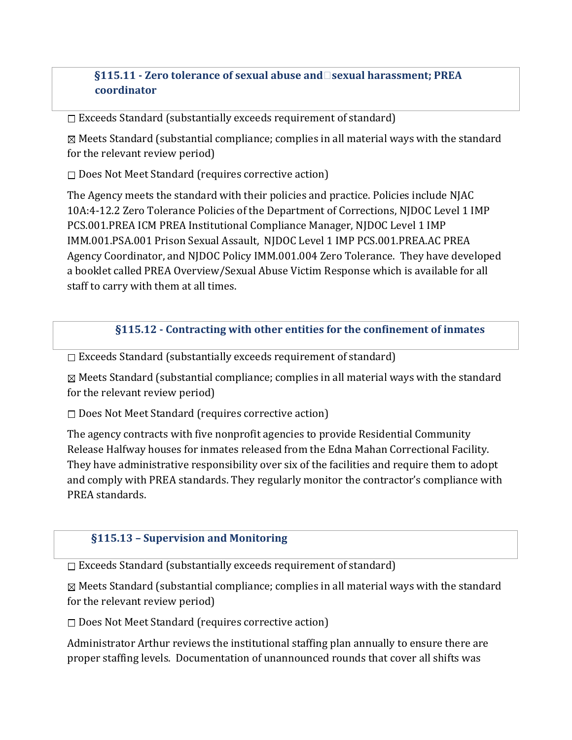### §115.11 - Zero tolerance of sexual abuse and sexual harassment; PREA coordinator

☐ Exceeds Standard (substantially exceeds requirement of standard)

☒ Meets Standard (substantial compliance; complies in all material ways with the standard for the relevant review period)

☐ Does Not Meet Standard (requires corrective action)

The Agency meets the standard with their policies and practice. Policies include NJAC 10A:4-12.2 Zero Tolerance Policies of the Department of Corrections, NJDOC Level 1 IMP PCS.001.PREA ICM PREA Institutional Compliance Manager, NJDOC Level 1 IMP IMM.001.PSA.001 Prison Sexual Assault, NJDOC Level 1 IMP PCS.001.PREA.AC PREA Agency Coordinator, and NJDOC Policy IMM.001.004 Zero Tolerance. They have developed a booklet called PREA Overview/Sexual Abuse Victim Response which is available for all staff to carry with them at all times.

### §115.12 - Contracting with other entities for the confinement of inmates

☐ Exceeds Standard (substantially exceeds requirement of standard)

☒ Meets Standard (substantial compliance; complies in all material ways with the standard for the relevant review period)

☐ Does Not Meet Standard (requires corrective action)

The agency contracts with five nonprofit agencies to provide Residential Community Release Halfway houses for inmates released from the Edna Mahan Correctional Facility. They have administrative responsibility over six of the facilities and require them to adopt and comply with PREA standards. They regularly monitor the contractor's compliance with PREA standards.

### §115.13 – Supervision and Monitoring

☐ Exceeds Standard (substantially exceeds requirement of standard)

☒ Meets Standard (substantial compliance; complies in all material ways with the standard for the relevant review period)

☐ Does Not Meet Standard (requires corrective action)

Administrator Arthur reviews the institutional staffing plan annually to ensure there are proper staffing levels. Documentation of unannounced rounds that cover all shifts was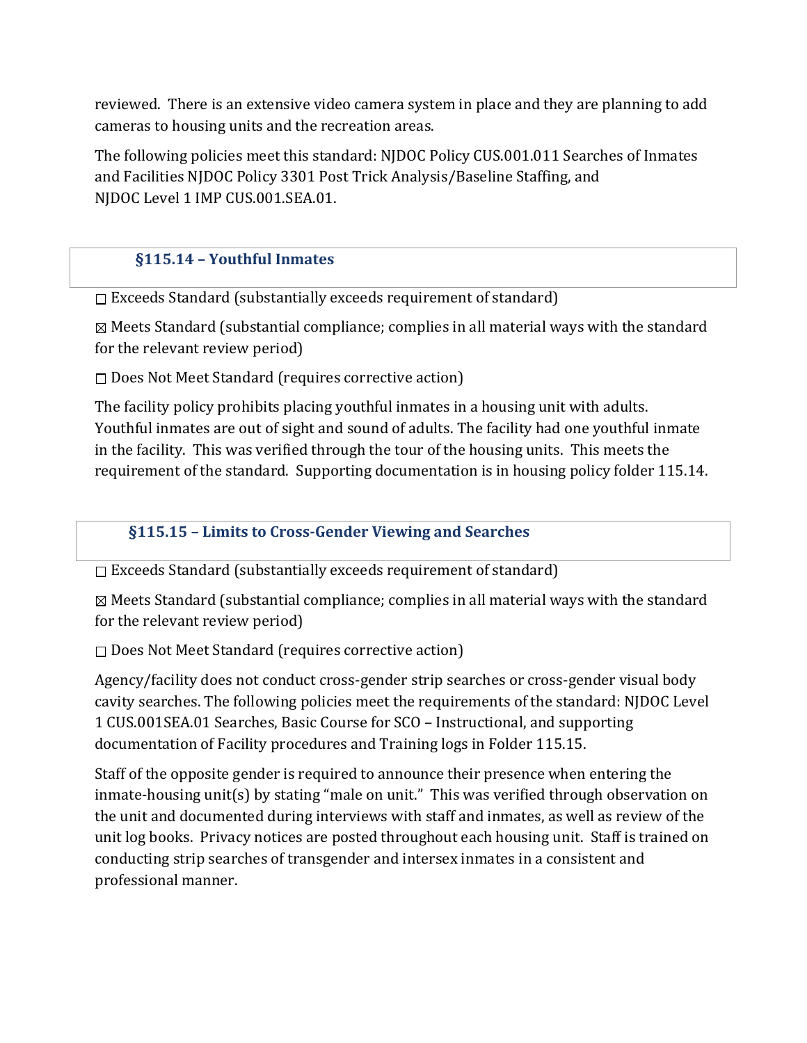reviewed. There is an extensive video camera system in place and they are planning to add cameras to housing units and the recreation areas.

The following policies meet this standard: NJDOC Policy CUS.001.011 Searches of Inmates and Facilities NJDOC Policy 3301 Post Trick Analysis/Baseline Staffing, and NJDOC Level 1 IMP CUS.001.SEA.01.

### §115.14 – Youthful Inmates

☐ Exceeds Standard (substantially exceeds requirement of standard)

☒ Meets Standard (substantial compliance; complies in all material ways with the standard for the relevant review period)

☐ Does Not Meet Standard (requires corrective action)

The facility policy prohibits placing youthful inmates in a housing unit with adults. Youthful inmates are out of sight and sound of adults. The facility had one youthful inmate in the facility. This was verified through the tour of the housing units. This meets the requirement of the standard. Supporting documentation is in housing policy folder 115.14.

### §115.15 – Limits to Cross-Gender Viewing and Searches

☐ Exceeds Standard (substantially exceeds requirement of standard)

☒ Meets Standard (substantial compliance; complies in all material ways with the standard for the relevant review period)

☐ Does Not Meet Standard (requires corrective action)

Agency/facility does not conduct cross-gender strip searches or cross-gender visual body cavity searches. The following policies meet the requirements of the standard: NJDOC Level 1 CUS.001SEA.01 Searches, Basic Course for SCO – Instructional, and supporting documentation of Facility procedures and Training logs in Folder 115.15.

Staff of the opposite gender is required to announce their presence when entering the inmate-housing unit(s) by stating "male on unit." This was verified through observation on the unit and documented during interviews with staff and inmates, as well as review of the unit log books. Privacy notices are posted throughout each housing unit. Staff is trained on conducting strip searches of transgender and intersex inmates in a consistent and professional manner.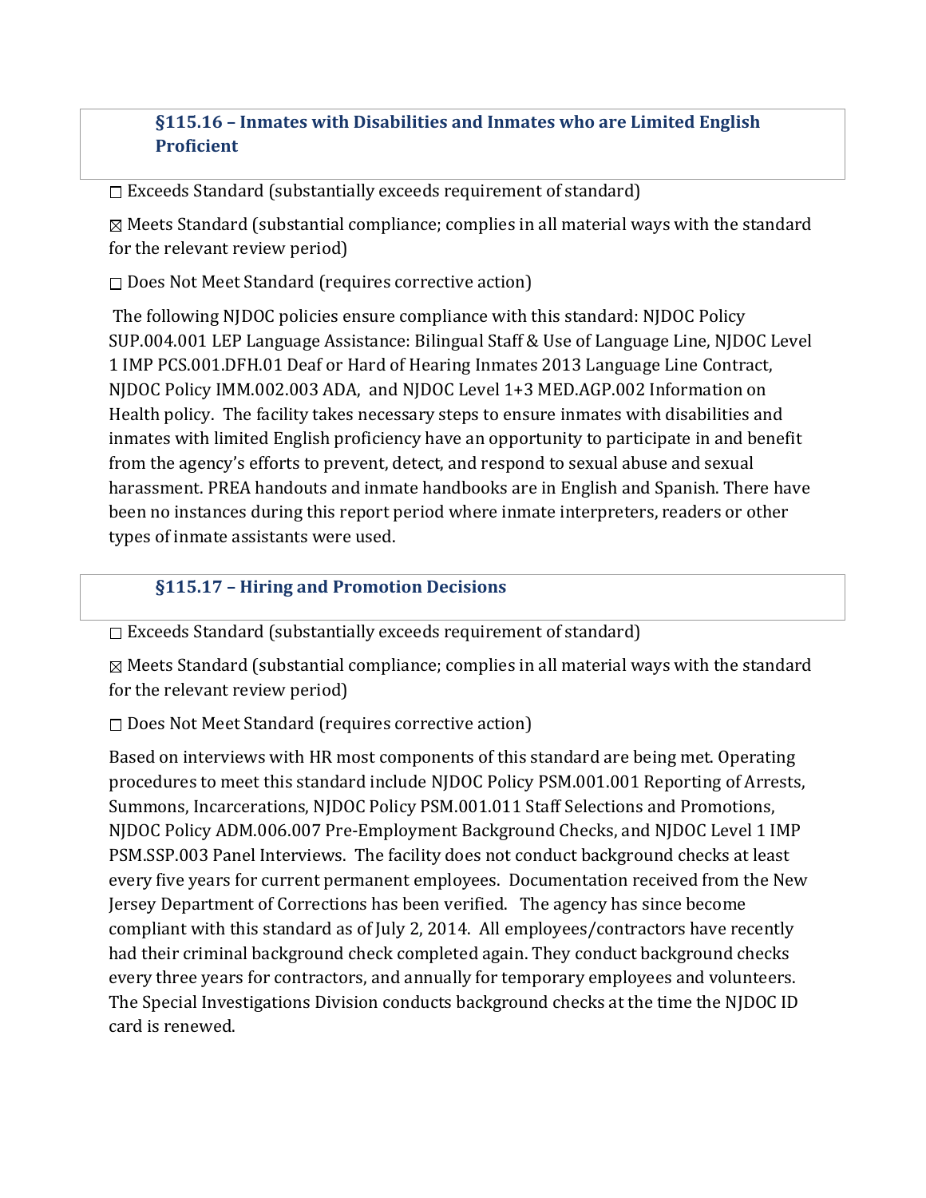### §115.16 – Inmates with Disabilities and Inmates who are Limited English Proficient

☐ Exceeds Standard (substantially exceeds requirement of standard)

☒ Meets Standard (substantial compliance; complies in all material ways with the standard for the relevant review period)

☐ Does Not Meet Standard (requires corrective action)

The following NJDOC policies ensure compliance with this standard: NJDOC Policy SUP.004.001 LEP Language Assistance: Bilingual Staff & Use of Language Line, NJDOC Level 1 IMP PCS.001.DFH.01 Deaf or Hard of Hearing Inmates 2013 Language Line Contract, NJDOC Policy IMM.002.003 ADA, and NJDOC Level 1+3 MED.AGP.002 Information on Health policy. The facility takes necessary steps to ensure inmates with disabilities and inmates with limited English proficiency have an opportunity to participate in and benefit from the agency's efforts to prevent, detect, and respond to sexual abuse and sexual harassment. PREA handouts and inmate handbooks are in English and Spanish. There have been no instances during this report period where inmate interpreters, readers or other types of inmate assistants were used.

### §115.17 – Hiring and Promotion Decisions

☐ Exceeds Standard (substantially exceeds requirement of standard)

☒ Meets Standard (substantial compliance; complies in all material ways with the standard for the relevant review period)

☐ Does Not Meet Standard (requires corrective action)

Based on interviews with HR most components of this standard are being met. Operating procedures to meet this standard include NJDOC Policy PSM.001.001 Reporting of Arrests, Summons, Incarcerations, NJDOC Policy PSM.001.011 Staff Selections and Promotions, NJDOC Policy ADM.006.007 Pre-Employment Background Checks, and NJDOC Level 1 IMP PSM.SSP.003 Panel Interviews. The facility does not conduct background checks at least every five years for current permanent employees. Documentation received from the New Jersey Department of Corrections has been verified. The agency has since become compliant with this standard as of July 2, 2014. All employees/contractors have recently had their criminal background check completed again. They conduct background checks every three years for contractors, and annually for temporary employees and volunteers. The Special Investigations Division conducts background checks at the time the NJDOC ID card is renewed.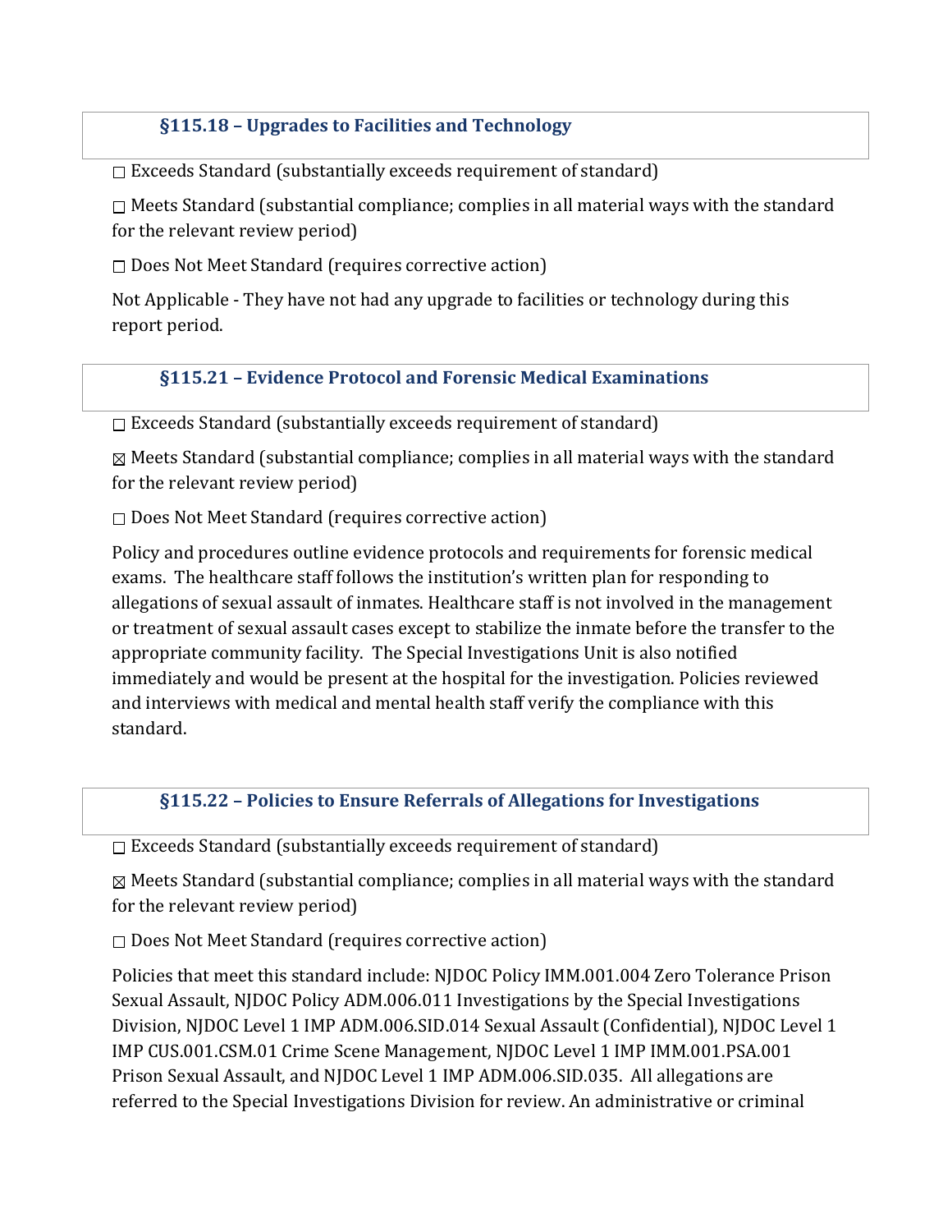### §115.18 – Upgrades to Facilities and Technology

☐ Exceeds Standard (substantially exceeds requirement of standard)

☐ Meets Standard (substantial compliance; complies in all material ways with the standard for the relevant review period)

☐ Does Not Meet Standard (requires corrective action)

Not Applicable - They have not had any upgrade to facilities or technology during this report period.

### §115.21 – Evidence Protocol and Forensic Medical Examinations

☐ Exceeds Standard (substantially exceeds requirement of standard)

☒ Meets Standard (substantial compliance; complies in all material ways with the standard for the relevant review period)

☐ Does Not Meet Standard (requires corrective action)

Policy and procedures outline evidence protocols and requirements for forensic medical exams. The healthcare staff follows the institution's written plan for responding to allegations of sexual assault of inmates. Healthcare staff is not involved in the management or treatment of sexual assault cases except to stabilize the inmate before the transfer to the appropriate community facility. The Special Investigations Unit is also notified immediately and would be present at the hospital for the investigation. Policies reviewed and interviews with medical and mental health staff verify the compliance with this standard.

### §115.22 – Policies to Ensure Referrals of Allegations for Investigations

☐ Exceeds Standard (substantially exceeds requirement of standard)

☒ Meets Standard (substantial compliance; complies in all material ways with the standard for the relevant review period)

☐ Does Not Meet Standard (requires corrective action)

Policies that meet this standard include: NJDOC Policy IMM.001.004 Zero Tolerance Prison Sexual Assault, NJDOC Policy ADM.006.011 Investigations by the Special Investigations Division, NJDOC Level 1 IMP ADM.006.SID.014 Sexual Assault (Confidential), NJDOC Level 1 IMP CUS.001.CSM.01 Crime Scene Management, NJDOC Level 1 IMP IMM.001.PSA.001 Prison Sexual Assault, and NJDOC Level 1 IMP ADM.006.SID.035. All allegations are referred to the Special Investigations Division for review. An administrative or criminal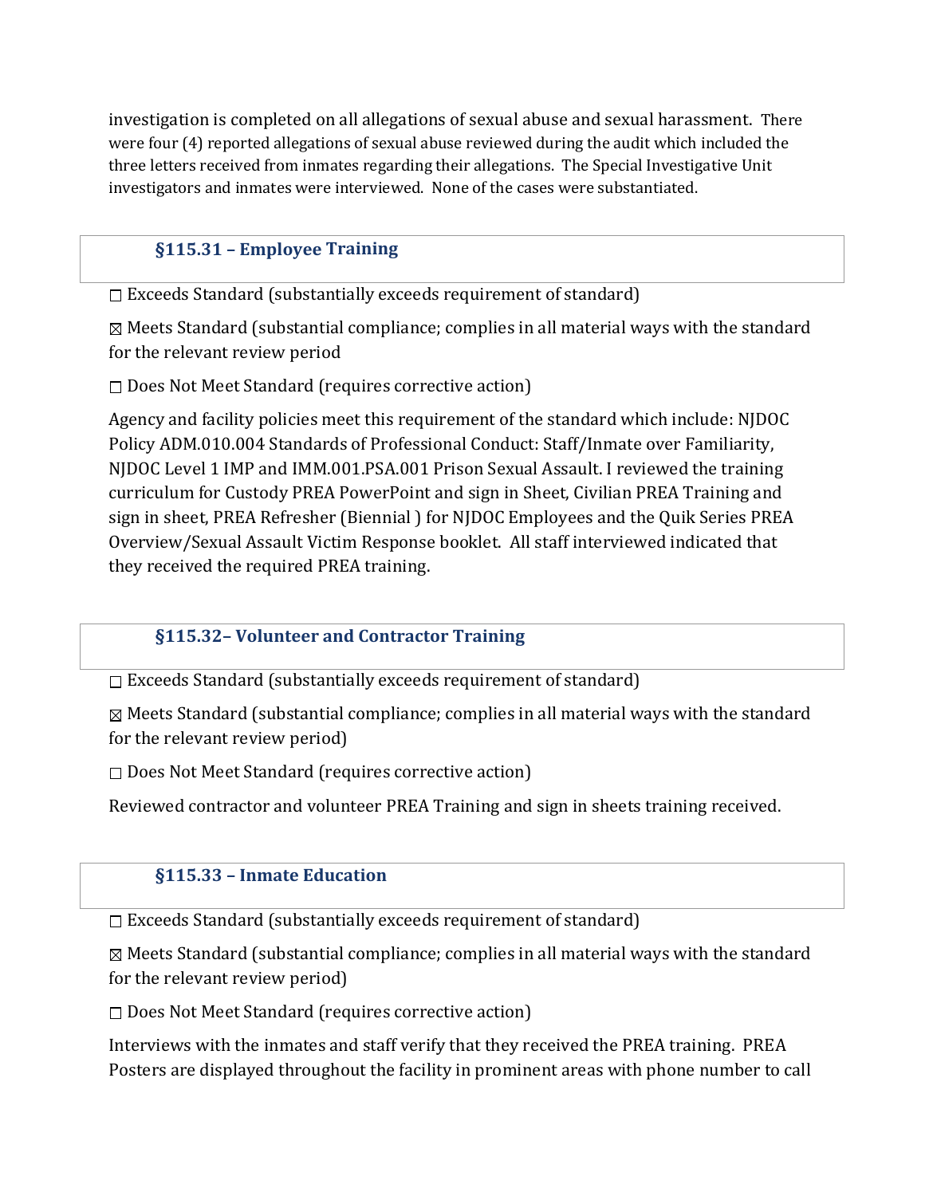investigation is completed on all allegations of sexual abuse and sexual harassment. There were four (4) reported allegations of sexual abuse reviewed during the audit which included the three letters received from inmates regarding their allegations. The Special Investigative Unit investigators and inmates were interviewed. None of the cases were substantiated.

### §115.31 – Employee Training

☐ Exceeds Standard (substantially exceeds requirement of standard)

☒ Meets Standard (substantial compliance; complies in all material ways with the standard for the relevant review period

☐ Does Not Meet Standard (requires corrective action)

Agency and facility policies meet this requirement of the standard which include: NJDOC Policy ADM.010.004 Standards of Professional Conduct: Staff/Inmate over Familiarity, NJDOC Level 1 IMP and IMM.001.PSA.001 Prison Sexual Assault. I reviewed the training curriculum for Custody PREA PowerPoint and sign in Sheet, Civilian PREA Training and sign in sheet, PREA Refresher (Biennial ) for NJDOC Employees and the Quik Series PREA Overview/Sexual Assault Victim Response booklet. All staff interviewed indicated that they received the required PREA training.

### §115.32– Volunteer and Contractor Training

☐ Exceeds Standard (substantially exceeds requirement of standard)

☒ Meets Standard (substantial compliance; complies in all material ways with the standard for the relevant review period)

☐ Does Not Meet Standard (requires corrective action)

Reviewed contractor and volunteer PREA Training and sign in sheets training received.

### §115.33 – Inmate Education

☐ Exceeds Standard (substantially exceeds requirement of standard)

☒ Meets Standard (substantial compliance; complies in all material ways with the standard for the relevant review period)

☐ Does Not Meet Standard (requires corrective action)

Interviews with the inmates and staff verify that they received the PREA training. PREA Posters are displayed throughout the facility in prominent areas with phone number to call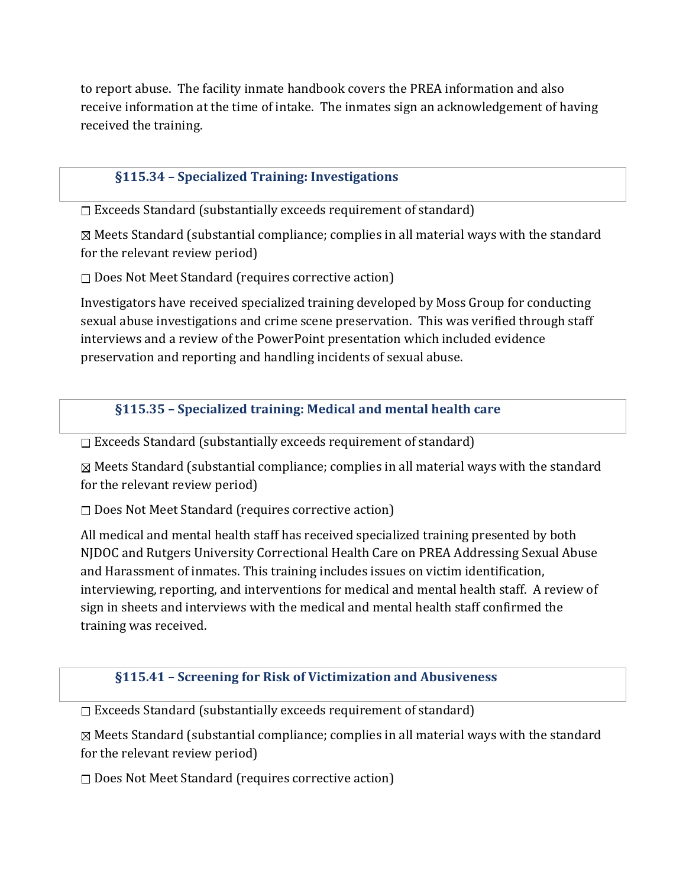to report abuse. The facility inmate handbook covers the PREA information and also receive information at the time of intake. The inmates sign an acknowledgement of having received the training.

### §115.34 – Specialized Training: Investigations

☐ Exceeds Standard (substantially exceeds requirement of standard)

☒ Meets Standard (substantial compliance; complies in all material ways with the standard for the relevant review period)

☐ Does Not Meet Standard (requires corrective action)

Investigators have received specialized training developed by Moss Group for conducting sexual abuse investigations and crime scene preservation. This was verified through staff interviews and a review of the PowerPoint presentation which included evidence preservation and reporting and handling incidents of sexual abuse.

### §115.35 – Specialized training: Medical and mental health care

☐ Exceeds Standard (substantially exceeds requirement of standard)

☒ Meets Standard (substantial compliance; complies in all material ways with the standard for the relevant review period)

☐ Does Not Meet Standard (requires corrective action)

All medical and mental health staff has received specialized training presented by both NJDOC and Rutgers University Correctional Health Care on PREA Addressing Sexual Abuse and Harassment of inmates. This training includes issues on victim identification, interviewing, reporting, and interventions for medical and mental health staff. A review of sign in sheets and interviews with the medical and mental health staff confirmed the training was received.

### §115.41 – Screening for Risk of Victimization and Abusiveness

☐ Exceeds Standard (substantially exceeds requirement of standard)

☒ Meets Standard (substantial compliance; complies in all material ways with the standard for the relevant review period)

☐ Does Not Meet Standard (requires corrective action)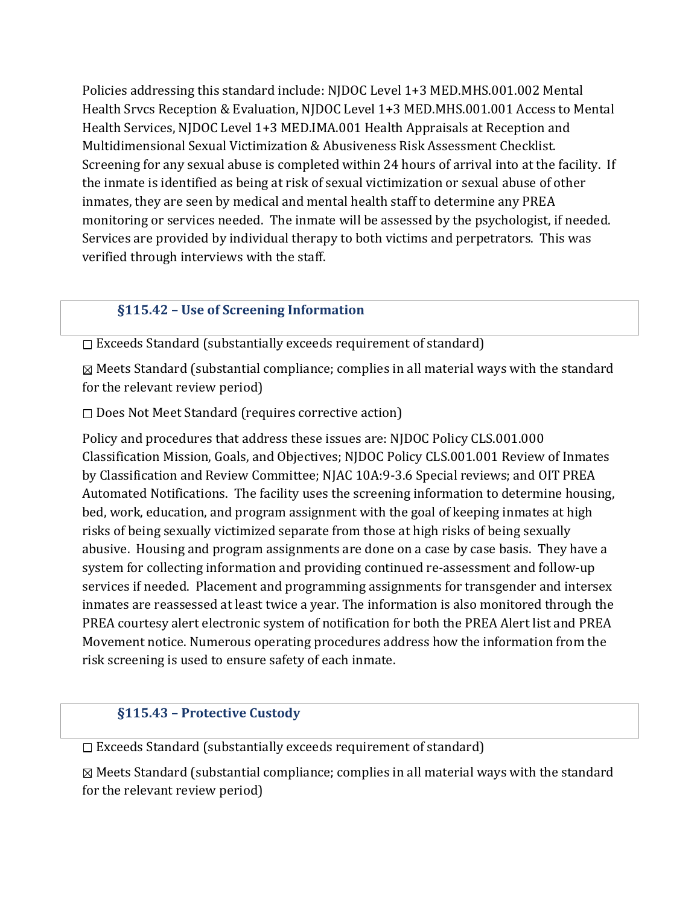Policies addressing this standard include: NJDOC Level 1+3 MED.MHS.001.002 Mental Health Srvcs Reception & Evaluation, NJDOC Level 1+3 MED.MHS.001.001 Access to Mental Health Services, NJDOC Level 1+3 MED.IMA.001 Health Appraisals at Reception and Multidimensional Sexual Victimization & Abusiveness Risk Assessment Checklist. Screening for any sexual abuse is completed within 24 hours of arrival into at the facility. If the inmate is identified as being at risk of sexual victimization or sexual abuse of other inmates, they are seen by medical and mental health staff to determine any PREA monitoring or services needed. The inmate will be assessed by the psychologist, if needed. Services are provided by individual therapy to both victims and perpetrators. This was verified through interviews with the staff.

### §115.42 – Use of Screening Information

☐ Exceeds Standard (substantially exceeds requirement of standard)

☒ Meets Standard (substantial compliance; complies in all material ways with the standard for the relevant review period)

☐ Does Not Meet Standard (requires corrective action)

Policy and procedures that address these issues are: NJDOC Policy CLS.001.000 Classification Mission, Goals, and Objectives; NJDOC Policy CLS.001.001 Review of Inmates by Classification and Review Committee; NJAC 10A:9-3.6 Special reviews; and OIT PREA Automated Notifications. The facility uses the screening information to determine housing, bed, work, education, and program assignment with the goal of keeping inmates at high risks of being sexually victimized separate from those at high risks of being sexually abusive. Housing and program assignments are done on a case by case basis. They have a system for collecting information and providing continued re-assessment and follow-up services if needed. Placement and programming assignments for transgender and intersex inmates are reassessed at least twice a year. The information is also monitored through the PREA courtesy alert electronic system of notification for both the PREA Alert list and PREA Movement notice. Numerous operating procedures address how the information from the risk screening is used to ensure safety of each inmate.

### §115.43 – Protective Custody

☐ Exceeds Standard (substantially exceeds requirement of standard)

☒ Meets Standard (substantial compliance; complies in all material ways with the standard for the relevant review period)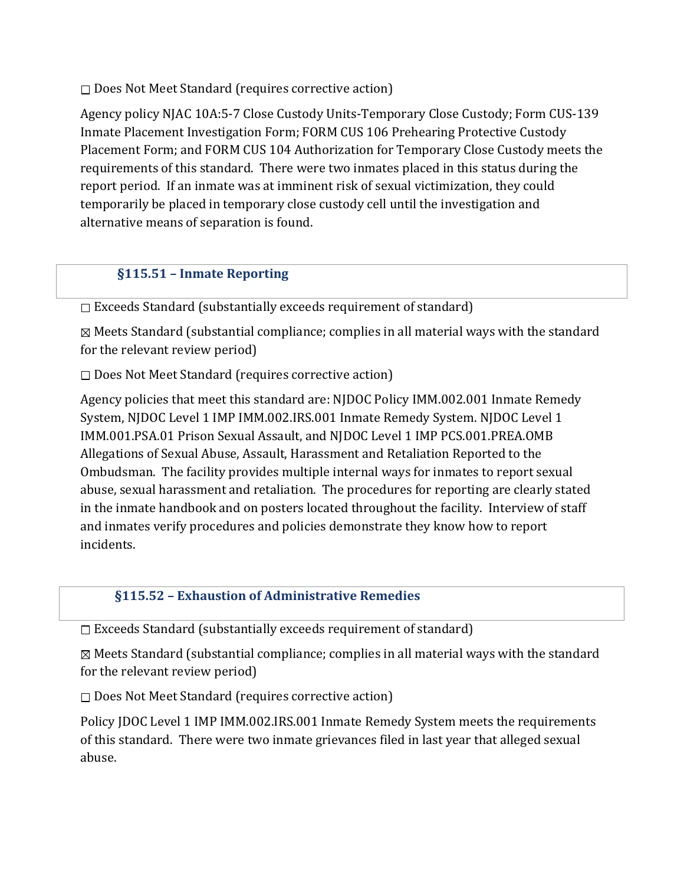☐ Does Not Meet Standard (requires corrective action)

Agency policy NJAC 10A:5-7 Close Custody Units-Temporary Close Custody; Form CUS-139 Inmate Placement Investigation Form; FORM CUS 106 Prehearing Protective Custody Placement Form; and FORM CUS 104 Authorization for Temporary Close Custody meets the requirements of this standard. There were two inmates placed in this status during the report period. If an inmate was at imminent risk of sexual victimization, they could temporarily be placed in temporary close custody cell until the investigation and alternative means of separation is found.

### §115.51 – Inmate Reporting

☐ Exceeds Standard (substantially exceeds requirement of standard)

☒ Meets Standard (substantial compliance; complies in all material ways with the standard for the relevant review period)

☐ Does Not Meet Standard (requires corrective action)

Agency policies that meet this standard are: NJDOC Policy IMM.002.001 Inmate Remedy System, NJDOC Level 1 IMP IMM.002.IRS.001 Inmate Remedy System. NJDOC Level 1 IMM.001.PSA.01 Prison Sexual Assault, and NJDOC Level 1 IMP PCS.001.PREA.OMB Allegations of Sexual Abuse, Assault, Harassment and Retaliation Reported to the Ombudsman. The facility provides multiple internal ways for inmates to report sexual abuse, sexual harassment and retaliation. The procedures for reporting are clearly stated in the inmate handbook and on posters located throughout the facility. Interview of staff and inmates verify procedures and policies demonstrate they know how to report incidents.

### §115.52 – Exhaustion of Administrative Remedies

☐ Exceeds Standard (substantially exceeds requirement of standard)

☒ Meets Standard (substantial compliance; complies in all material ways with the standard for the relevant review period)

☐ Does Not Meet Standard (requires corrective action)

Policy JDOC Level 1 IMP IMM.002.IRS.001 Inmate Remedy System meets the requirements of this standard. There were two inmate grievances filed in last year that alleged sexual abuse.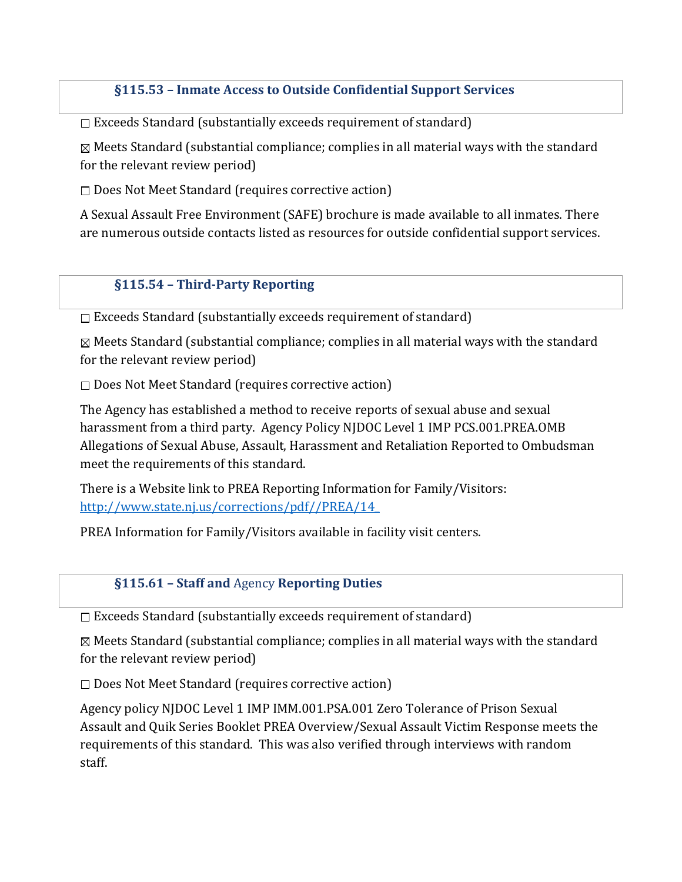### §115.53 – Inmate Access to Outside Confidential Support Services

☐ Exceeds Standard (substantially exceeds requirement of standard)

☒ Meets Standard (substantial compliance; complies in all material ways with the standard for the relevant review period)

☐ Does Not Meet Standard (requires corrective action)

A Sexual Assault Free Environment (SAFE) brochure is made available to all inmates. There are numerous outside contacts listed as resources for outside confidential support services.

### §115.54 – Third-Party Reporting

☐ Exceeds Standard (substantially exceeds requirement of standard)

☒ Meets Standard (substantial compliance; complies in all material ways with the standard for the relevant review period)

☐ Does Not Meet Standard (requires corrective action)

The Agency has established a method to receive reports of sexual abuse and sexual harassment from a third party. Agency Policy NJDOC Level 1 IMP PCS.001.PREA.OMB Allegations of Sexual Abuse, Assault, Harassment and Retaliation Reported to Ombudsman meet the requirements of this standard.

There is a Website link to PREA Reporting Information for Family/Visitors: [http://www.state.nj.us/corrections/pdf//PREA/14_](http://www.state.nj.us/corrections/pdf//PREA/14_)

PREA Information for Family/Visitors available in facility visit centers.

### §115.61 – Staff and Agency Reporting Duties

☐ Exceeds Standard (substantially exceeds requirement of standard)

☒ Meets Standard (substantial compliance; complies in all material ways with the standard for the relevant review period)

☐ Does Not Meet Standard (requires corrective action)

Agency policy NJDOC Level 1 IMP IMM.001.PSA.001 Zero Tolerance of Prison Sexual Assault and Quik Series Booklet PREA Overview/Sexual Assault Victim Response meets the requirements of this standard. This was also verified through interviews with random staff.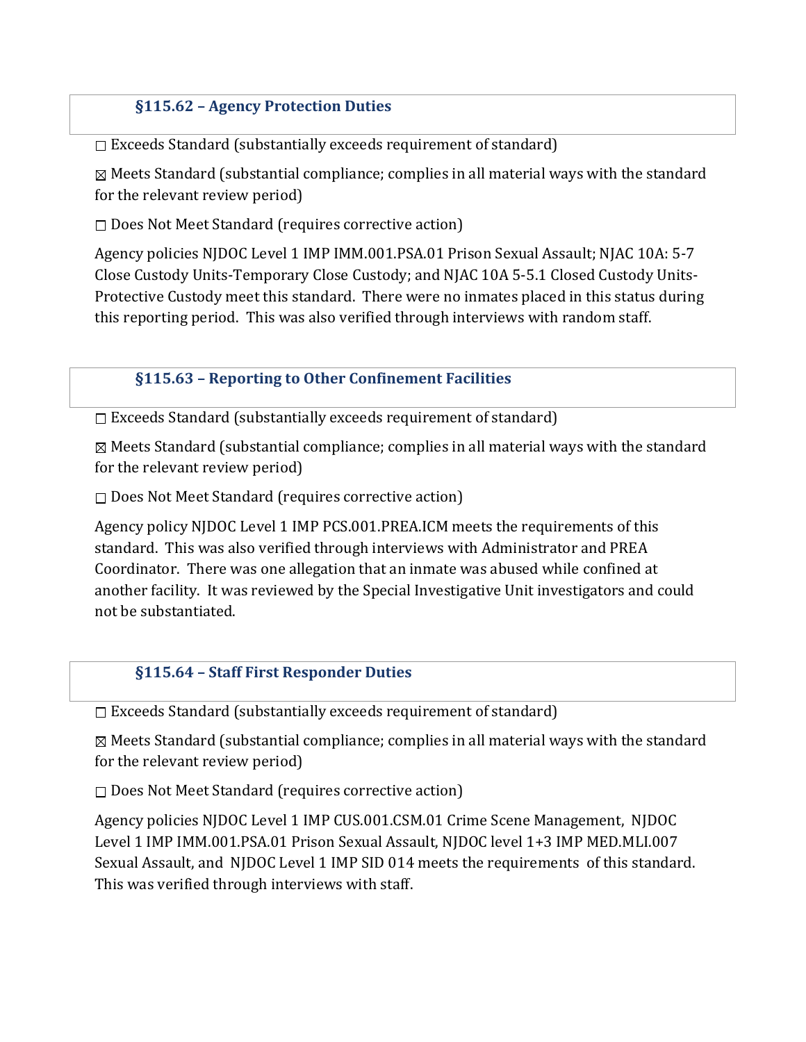### §115.62 – Agency Protection Duties

☐ Exceeds Standard (substantially exceeds requirement of standard)

☒ Meets Standard (substantial compliance; complies in all material ways with the standard for the relevant review period)

☐ Does Not Meet Standard (requires corrective action)

Agency policies NJDOC Level 1 IMP IMM.001.PSA.01 Prison Sexual Assault; NJAC 10A: 5-7 Close Custody Units-Temporary Close Custody; and NJAC 10A 5-5.1 Closed Custody Units-Protective Custody meet this standard. There were no inmates placed in this status during this reporting period. This was also verified through interviews with random staff.

### §115.63 – Reporting to Other Confinement Facilities

☐ Exceeds Standard (substantially exceeds requirement of standard)

☒ Meets Standard (substantial compliance; complies in all material ways with the standard for the relevant review period)

☐ Does Not Meet Standard (requires corrective action)

Agency policy NJDOC Level 1 IMP PCS.001.PREA.ICM meets the requirements of this standard. This was also verified through interviews with Administrator and PREA Coordinator. There was one allegation that an inmate was abused while confined at another facility. It was reviewed by the Special Investigative Unit investigators and could not be substantiated.

### §115.64 – Staff First Responder Duties

☐ Exceeds Standard (substantially exceeds requirement of standard)

☒ Meets Standard (substantial compliance; complies in all material ways with the standard for the relevant review period)

☐ Does Not Meet Standard (requires corrective action)

Agency policies NJDOC Level 1 IMP CUS.001.CSM.01 Crime Scene Management, NJDOC Level 1 IMP IMM.001.PSA.01 Prison Sexual Assault, NJDOC level 1+3 IMP MED.MLI.007 Sexual Assault, and NJDOC Level 1 IMP SID 014 meets the requirements of this standard. This was verified through interviews with staff.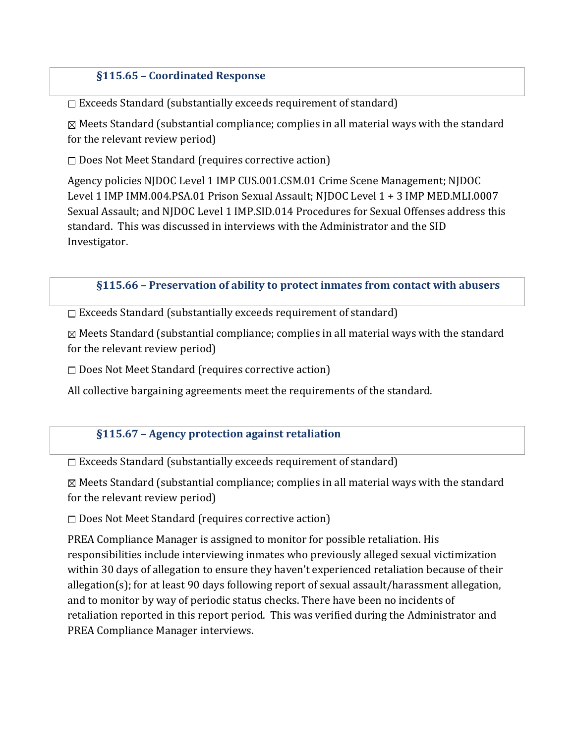### §115.65 – Coordinated Response

☐ Exceeds Standard (substantially exceeds requirement of standard)

☒ Meets Standard (substantial compliance; complies in all material ways with the standard for the relevant review period)

☐ Does Not Meet Standard (requires corrective action)

Agency policies NJDOC Level 1 IMP CUS.001.CSM.01 Crime Scene Management; NJDOC Level 1 IMP IMM.004.PSA.01 Prison Sexual Assault; NJDOC Level 1 + 3 IMP MED.MLI.0007 Sexual Assault; and NJDOC Level 1 IMP.SID.014 Procedures for Sexual Offenses address this standard. This was discussed in interviews with the Administrator and the SID Investigator.

### §115.66 – Preservation of ability to protect inmates from contact with abusers

☐ Exceeds Standard (substantially exceeds requirement of standard)

☒ Meets Standard (substantial compliance; complies in all material ways with the standard for the relevant review period)

☐ Does Not Meet Standard (requires corrective action)

All collective bargaining agreements meet the requirements of the standard.

### §115.67 – Agency protection against retaliation

☐ Exceeds Standard (substantially exceeds requirement of standard)

☒ Meets Standard (substantial compliance; complies in all material ways with the standard for the relevant review period)

☐ Does Not Meet Standard (requires corrective action)

PREA Compliance Manager is assigned to monitor for possible retaliation. His responsibilities include interviewing inmates who previously alleged sexual victimization within 30 days of allegation to ensure they haven't experienced retaliation because of their allegation(s); for at least 90 days following report of sexual assault/harassment allegation, and to monitor by way of periodic status checks. There have been no incidents of retaliation reported in this report period. This was verified during the Administrator and PREA Compliance Manager interviews.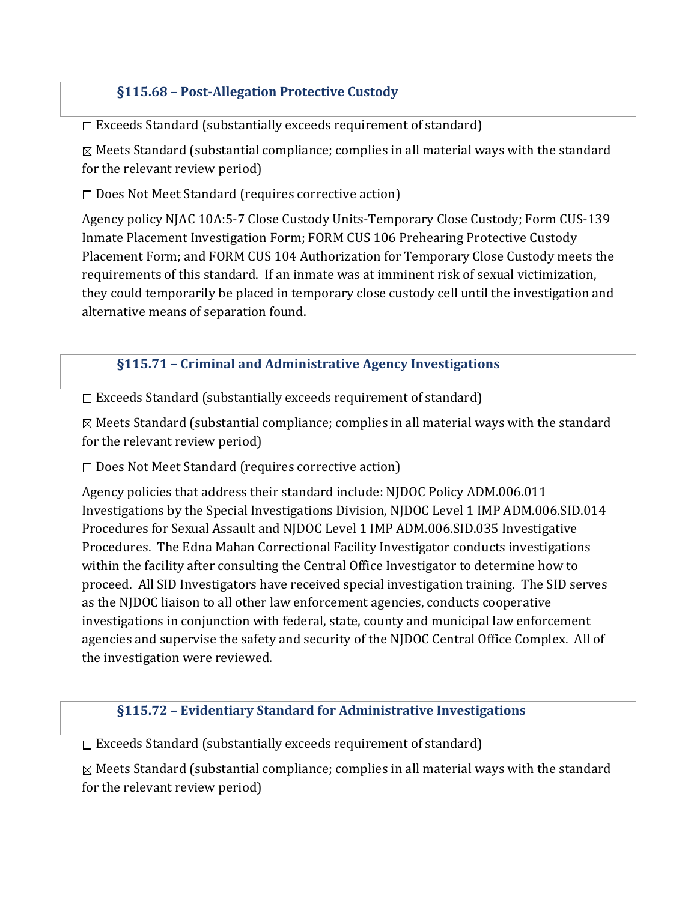### §115.68 – Post-Allegation Protective Custody

☐ Exceeds Standard (substantially exceeds requirement of standard)

☒ Meets Standard (substantial compliance; complies in all material ways with the standard for the relevant review period)

☐ Does Not Meet Standard (requires corrective action)

Agency policy NJAC 10A:5-7 Close Custody Units-Temporary Close Custody; Form CUS-139 Inmate Placement Investigation Form; FORM CUS 106 Prehearing Protective Custody Placement Form; and FORM CUS 104 Authorization for Temporary Close Custody meets the requirements of this standard. If an inmate was at imminent risk of sexual victimization, they could temporarily be placed in temporary close custody cell until the investigation and alternative means of separation found.

### §115.71 – Criminal and Administrative Agency Investigations

☐ Exceeds Standard (substantially exceeds requirement of standard)

☒ Meets Standard (substantial compliance; complies in all material ways with the standard for the relevant review period)

☐ Does Not Meet Standard (requires corrective action)

Agency policies that address their standard include: NJDOC Policy ADM.006.011 Investigations by the Special Investigations Division, NJDOC Level 1 IMP ADM.006.SID.014 Procedures for Sexual Assault and NJDOC Level 1 IMP ADM.006.SID.035 Investigative Procedures. The Edna Mahan Correctional Facility Investigator conducts investigations within the facility after consulting the Central Office Investigator to determine how to proceed. All SID Investigators have received special investigation training. The SID serves as the NJDOC liaison to all other law enforcement agencies, conducts cooperative investigations in conjunction with federal, state, county and municipal law enforcement agencies and supervise the safety and security of the NJDOC Central Office Complex. All of the investigation were reviewed.

### §115.72 – Evidentiary Standard for Administrative Investigations

☐ Exceeds Standard (substantially exceeds requirement of standard)

☒ Meets Standard (substantial compliance; complies in all material ways with the standard for the relevant review period)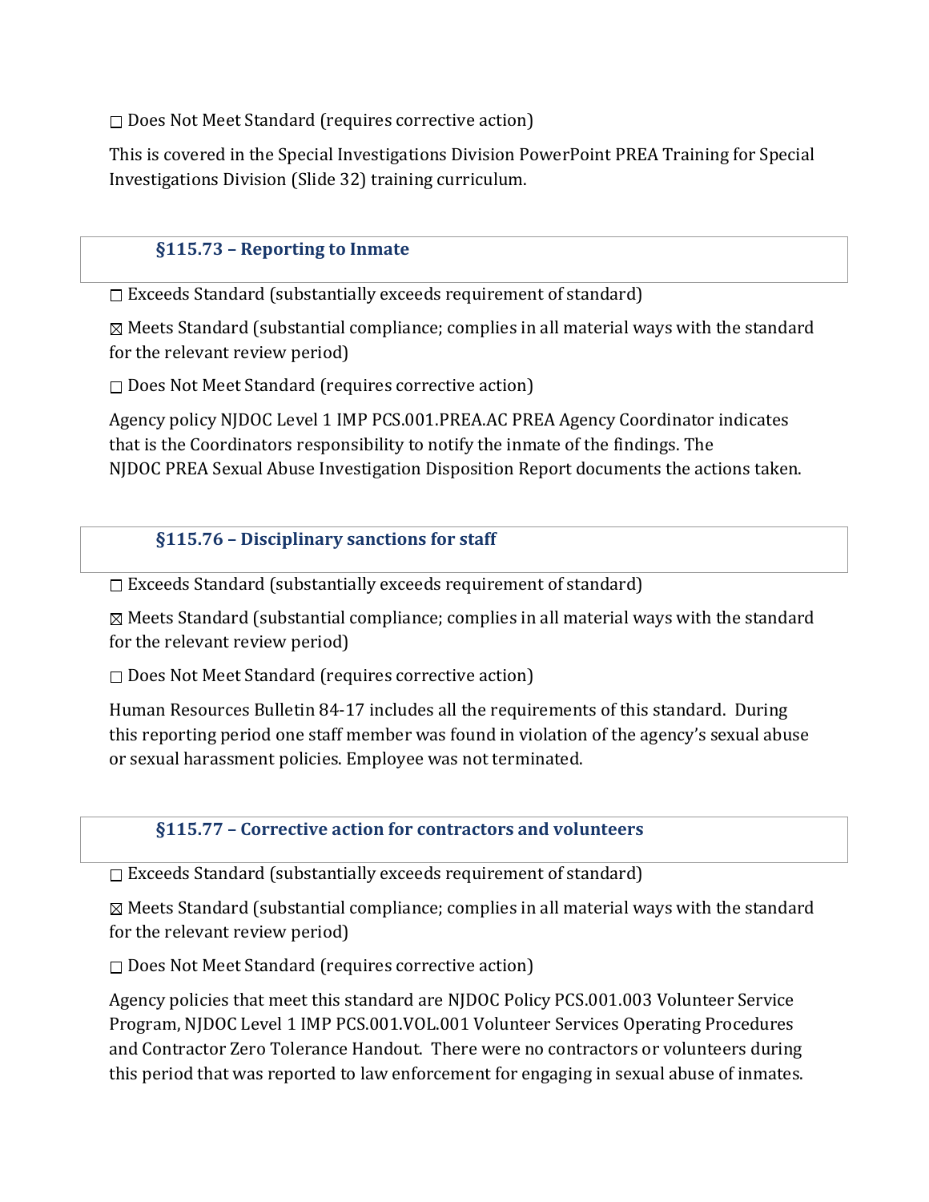☐ Does Not Meet Standard (requires corrective action)

This is covered in the Special Investigations Division PowerPoint PREA Training for Special Investigations Division (Slide 32) training curriculum.

### §115.73 – Reporting to Inmate

☐ Exceeds Standard (substantially exceeds requirement of standard)

☒ Meets Standard (substantial compliance; complies in all material ways with the standard for the relevant review period)

☐ Does Not Meet Standard (requires corrective action)

Agency policy NJDOC Level 1 IMP PCS.001.PREA.AC PREA Agency Coordinator indicates that is the Coordinators responsibility to notify the inmate of the findings. The NJDOC PREA Sexual Abuse Investigation Disposition Report documents the actions taken.

### §115.76 – Disciplinary sanctions for staff

☐ Exceeds Standard (substantially exceeds requirement of standard)

☒ Meets Standard (substantial compliance; complies in all material ways with the standard for the relevant review period)

☐ Does Not Meet Standard (requires corrective action)

Human Resources Bulletin 84-17 includes all the requirements of this standard. During this reporting period one staff member was found in violation of the agency's sexual abuse or sexual harassment policies. Employee was not terminated.

### §115.77 – Corrective action for contractors and volunteers

☐ Exceeds Standard (substantially exceeds requirement of standard)

☒ Meets Standard (substantial compliance; complies in all material ways with the standard for the relevant review period)

☐ Does Not Meet Standard (requires corrective action)

Agency policies that meet this standard are NJDOC Policy PCS.001.003 Volunteer Service Program, NJDOC Level 1 IMP PCS.001.VOL.001 Volunteer Services Operating Procedures and Contractor Zero Tolerance Handout. There were no contractors or volunteers during this period that was reported to law enforcement for engaging in sexual abuse of inmates.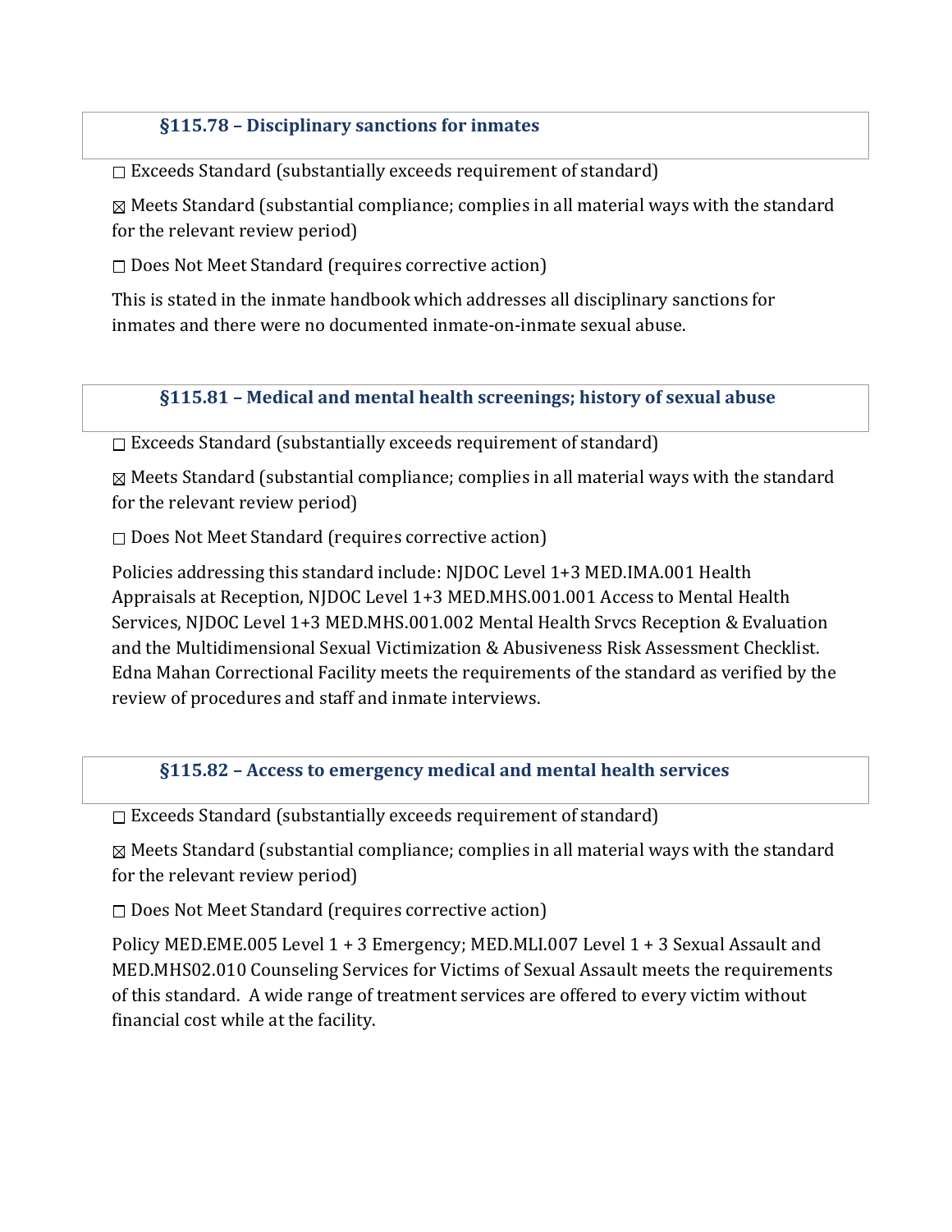### §115.78 – Disciplinary sanctions for inmates

☐ Exceeds Standard (substantially exceeds requirement of standard)

☒ Meets Standard (substantial compliance; complies in all material ways with the standard for the relevant review period)

☐ Does Not Meet Standard (requires corrective action)

This is stated in the inmate handbook which addresses all disciplinary sanctions for inmates and there were no documented inmate-on-inmate sexual abuse.

### §115.81 – Medical and mental health screenings; history of sexual abuse

☐ Exceeds Standard (substantially exceeds requirement of standard)

☒ Meets Standard (substantial compliance; complies in all material ways with the standard for the relevant review period)

☐ Does Not Meet Standard (requires corrective action)

Policies addressing this standard include: NJDOC Level 1+3 MED.IMA.001 Health Appraisals at Reception, NJDOC Level 1+3 MED.MHS.001.001 Access to Mental Health Services, NJDOC Level 1+3 MED.MHS.001.002 Mental Health Srvcs Reception & Evaluation and the Multidimensional Sexual Victimization & Abusiveness Risk Assessment Checklist. Edna Mahan Correctional Facility meets the requirements of the standard as verified by the review of procedures and staff and inmate interviews.

### §115.82 – Access to emergency medical and mental health services

☐ Exceeds Standard (substantially exceeds requirement of standard)

☒ Meets Standard (substantial compliance; complies in all material ways with the standard for the relevant review period)

☐ Does Not Meet Standard (requires corrective action)

Policy MED.EME.005 Level 1 + 3 Emergency; MED.MLI.007 Level 1 + 3 Sexual Assault and MED.MHS02.010 Counseling Services for Victims of Sexual Assault meets the requirements of this standard. A wide range of treatment services are offered to every victim without financial cost while at the facility.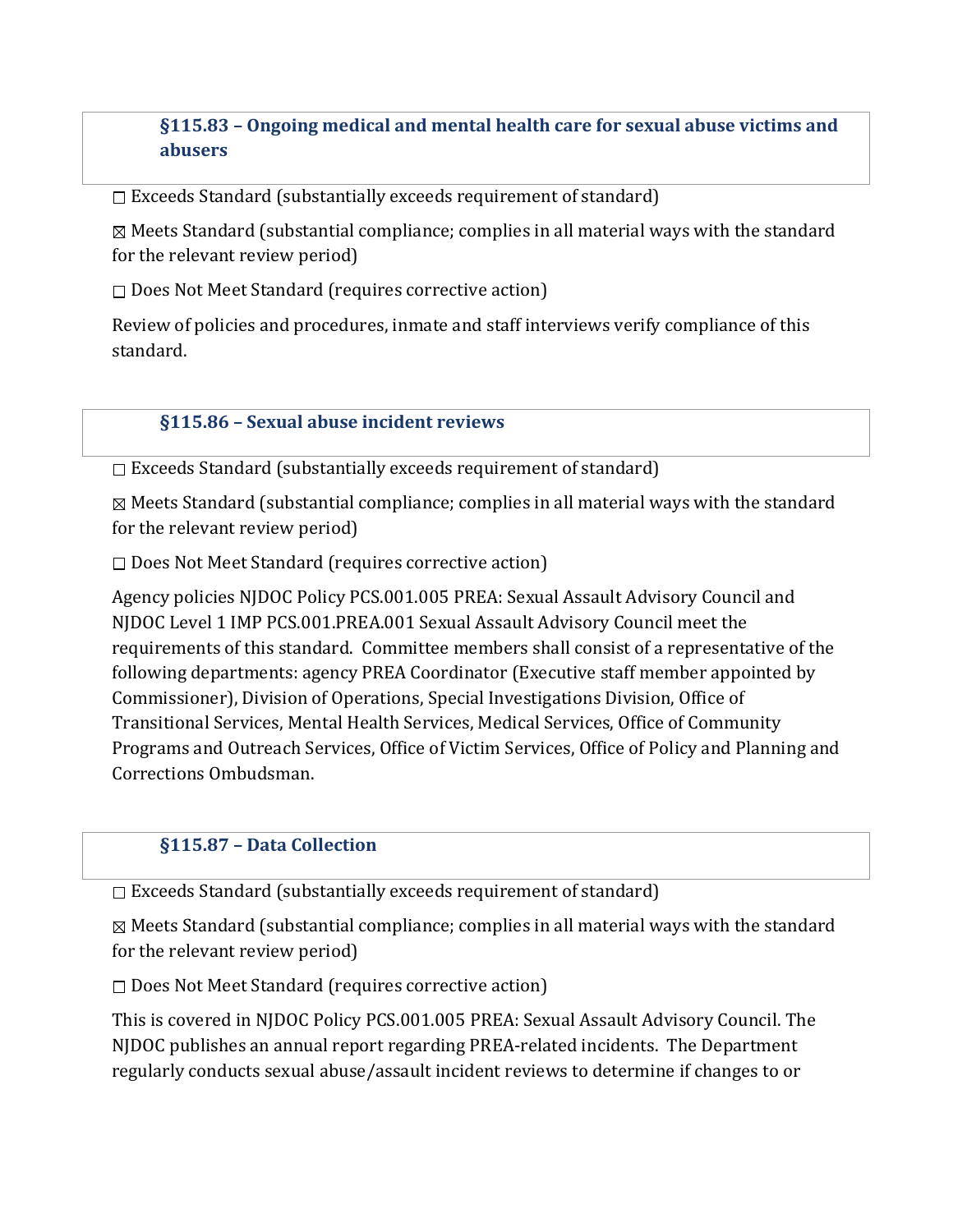### §115.83 – Ongoing medical and mental health care for sexual abuse victims and abusers

☐ Exceeds Standard (substantially exceeds requirement of standard)

☒ Meets Standard (substantial compliance; complies in all material ways with the standard for the relevant review period)

☐ Does Not Meet Standard (requires corrective action)

Review of policies and procedures, inmate and staff interviews verify compliance of this standard.

### §115.86 – Sexual abuse incident reviews

☐ Exceeds Standard (substantially exceeds requirement of standard)

☒ Meets Standard (substantial compliance; complies in all material ways with the standard for the relevant review period)

☐ Does Not Meet Standard (requires corrective action)

Agency policies NJDOC Policy PCS.001.005 PREA: Sexual Assault Advisory Council and NJDOC Level 1 IMP PCS.001.PREA.001 Sexual Assault Advisory Council meet the requirements of this standard. Committee members shall consist of a representative of the following departments: agency PREA Coordinator (Executive staff member appointed by Commissioner), Division of Operations, Special Investigations Division, Office of Transitional Services, Mental Health Services, Medical Services, Office of Community Programs and Outreach Services, Office of Victim Services, Office of Policy and Planning and Corrections Ombudsman.

### §115.87 – Data Collection

☐ Exceeds Standard (substantially exceeds requirement of standard)

☒ Meets Standard (substantial compliance; complies in all material ways with the standard for the relevant review period)

☐ Does Not Meet Standard (requires corrective action)

This is covered in NJDOC Policy PCS.001.005 PREA: Sexual Assault Advisory Council. The NJDOC publishes an annual report regarding PREA-related incidents. The Department regularly conducts sexual abuse/assault incident reviews to determine if changes to or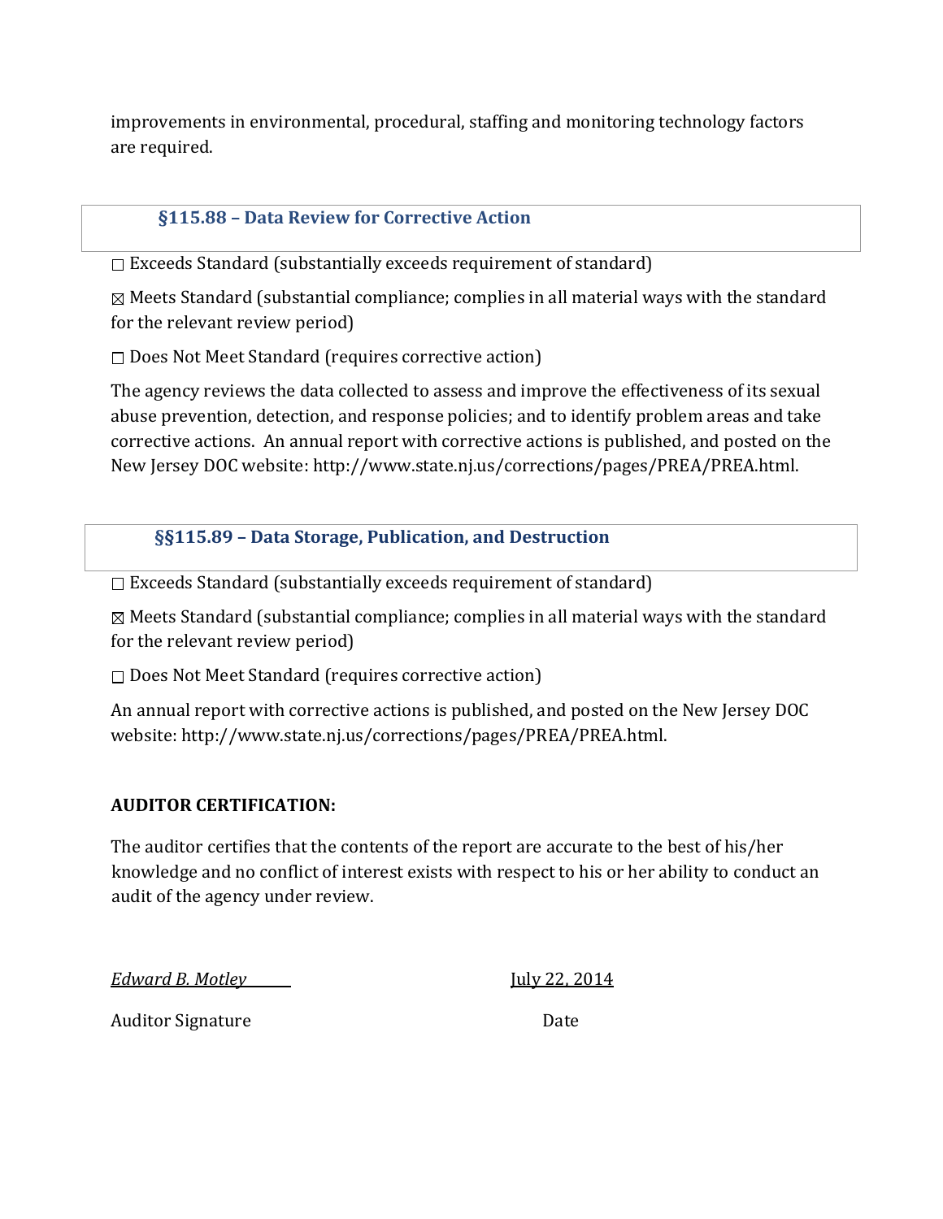improvements in environmental, procedural, staffing and monitoring technology factors are required.

### §115.88 – Data Review for Corrective Action

☐ Exceeds Standard (substantially exceeds requirement of standard)

☒ Meets Standard (substantial compliance; complies in all material ways with the standard for the relevant review period)

☐ Does Not Meet Standard (requires corrective action)

The agency reviews the data collected to assess and improve the effectiveness of its sexual abuse prevention, detection, and response policies; and to identify problem areas and take corrective actions. An annual report with corrective actions is published, and posted on the New Jersey DOC website: http://www.state.nj.us/corrections/pages/PREA/PREA.html.

### §§115.89 – Data Storage, Publication, and Destruction

☐ Exceeds Standard (substantially exceeds requirement of standard)

☒ Meets Standard (substantial compliance; complies in all material ways with the standard for the relevant review period)

☐ Does Not Meet Standard (requires corrective action)

An annual report with corrective actions is published, and posted on the New Jersey DOC website: http://www.state.nj.us/corrections/pages/PREA/PREA.html.

**AUDITOR CERTIFICATION:**

The auditor certifies that the contents of the report are accurate to the best of his/her knowledge and no conflict of interest exists with respect to his or her ability to conduct an audit of the agency under review.

*Edward B. Motley* July 22, 2014

Auditor Signature Date